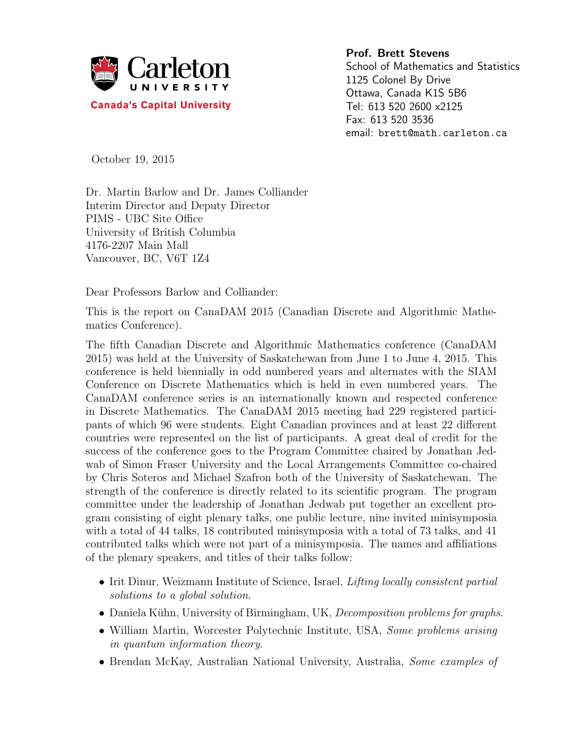Carleton UNIVERSITY
Canada's Capital University

**Prof. Brett Stevens**
School of Mathematics and Statistics
1125 Colonel By Drive
Ottawa, Canada K1S 5B6
Tel: 613 520 2600 x2125
Fax: 613 520 3536
email: brett@math.carleton.ca

October 19, 2015

Dr. Martin Barlow and Dr. James Colliander
Interim Director and Deputy Director
PIMS - UBC Site Office
University of British Columbia
4176-2207 Main Mall
Vancouver, BC, V6T 1Z4

Dear Professors Barlow and Colliander:

This is the report on CanaDAM 2015 (Canadian Discrete and Algorithmic Mathematics Conference).

The fifth Canadian Discrete and Algorithmic Mathematics conference (CanaDAM 2015) was held at the University of Saskatchewan from June 1 to June 4, 2015. This conference is held biennially in odd numbered years and alternates with the SIAM Conference on Discrete Mathematics which is held in even numbered years. The CanaDAM conference series is an internationally known and respected conference in Discrete Mathematics. The CanaDAM 2015 meeting had 229 registered participants of which 96 were students. Eight Canadian provinces and at least 22 different countries were represented on the list of participants. A great deal of credit for the success of the conference goes to the Program Committee chaired by Jonathan Jedwab of Simon Fraser University and the Local Arrangements Committee co-chaired by Chris Soteros and Michael Szafron both of the University of Saskatchewan. The strength of the conference is directly related to its scientific program. The program committee under the leadership of Jonathan Jedwab put together an excellent program consisting of eight plenary talks, one public lecture, nine invited minisymposia with a total of 44 talks, 18 contributed minisymposia with a total of 73 talks, and 41 contributed talks which were not part of a minisymposia. The names and affiliations of the plenary speakers, and titles of their talks follow:

- Irit Dinur, Weizmann Institute of Science, Israel, *Lifting locally consistent partial solutions to a global solution*.
- Daniela Kühn, University of Birmingham, UK, *Decomposition problems for graphs*.
- William Martin, Worcester Polytechnic Institute, USA, *Some problems arising in quantum information theory*.
- Brendan McKay, Australian National University, Australia, *Some examples of*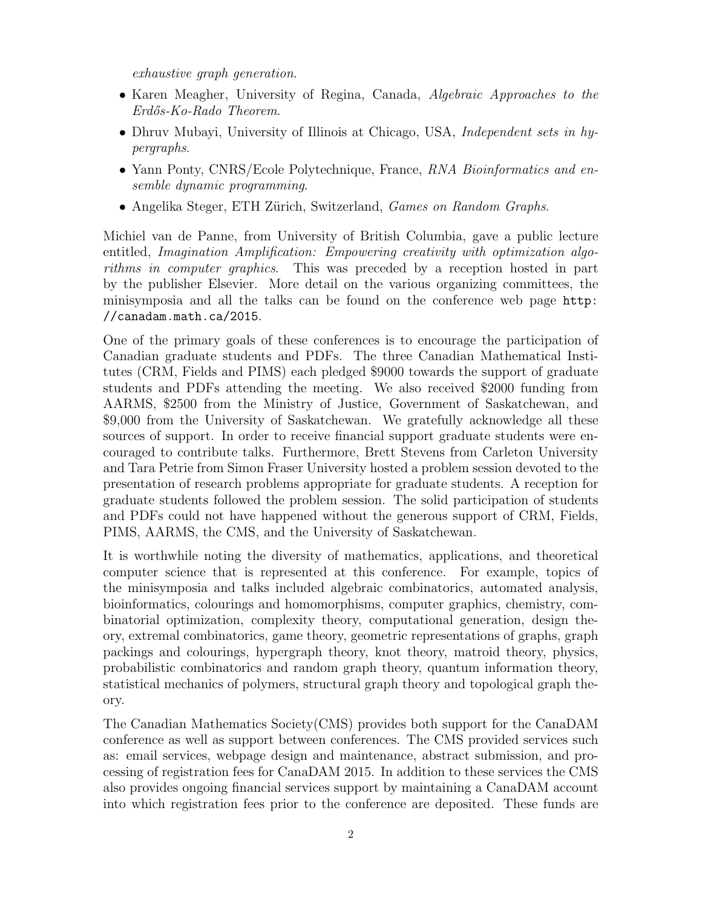exhaustive graph generation.*

- Karen Meagher, University of Regina, Canada, *Algebraic Approaches to the Erdős-Ko-Rado Theorem*.
- Dhruv Mubayi, University of Illinois at Chicago, USA, *Independent sets in hypergraphs*.
- Yann Ponty, CNRS/Ecole Polytechnique, France, *RNA Bioinformatics and ensemble dynamic programming*.
- Angelika Steger, ETH Zürich, Switzerland, *Games on Random Graphs*.

Michiel van de Panne, from University of British Columbia, gave a public lecture entitled, *Imagination Amplification: Empowering creativity with optimization algorithms in computer graphics*. This was preceded by a reception hosted in part by the publisher Elsevier. More detail on the various organizing committees, the minisymposia and all the talks can be found on the conference web page `http://canadam.math.ca/2015`.

One of the primary goals of these conferences is to encourage the participation of Canadian graduate students and PDFs. The three Canadian Mathematical Institutes (CRM, Fields and PIMS) each pledged \$9000 towards the support of graduate students and PDFs attending the meeting. We also received \$2000 funding from AARMS, \$2500 from the Ministry of Justice, Government of Saskatchewan, and \$9,000 from the University of Saskatchewan. We gratefully acknowledge all these sources of support. In order to receive financial support graduate students were encouraged to contribute talks. Furthermore, Brett Stevens from Carleton University and Tara Petrie from Simon Fraser University hosted a problem session devoted to the presentation of research problems appropriate for graduate students. A reception for graduate students followed the problem session. The solid participation of students and PDFs could not have happened without the generous support of CRM, Fields, PIMS, AARMS, the CMS, and the University of Saskatchewan.

It is worthwhile noting the diversity of mathematics, applications, and theoretical computer science that is represented at this conference. For example, topics of the minisymposia and talks included algebraic combinatorics, automated analysis, bioinformatics, colourings and homomorphisms, computer graphics, chemistry, combinatorial optimization, complexity theory, computational generation, design theory, extremal combinatorics, game theory, geometric representations of graphs, graph packings and colourings, hypergraph theory, knot theory, matroid theory, physics, probabilistic combinatorics and random graph theory, quantum information theory, statistical mechanics of polymers, structural graph theory and topological graph theory.

The Canadian Mathematics Society(CMS) provides both support for the CanaDAM conference as well as support between conferences. The CMS provided services such as: email services, webpage design and maintenance, abstract submission, and processing of registration fees for CanaDAM 2015. In addition to these services the CMS also provides ongoing financial services support by maintaining a CanaDAM account into which registration fees prior to the conference are deposited. These funds are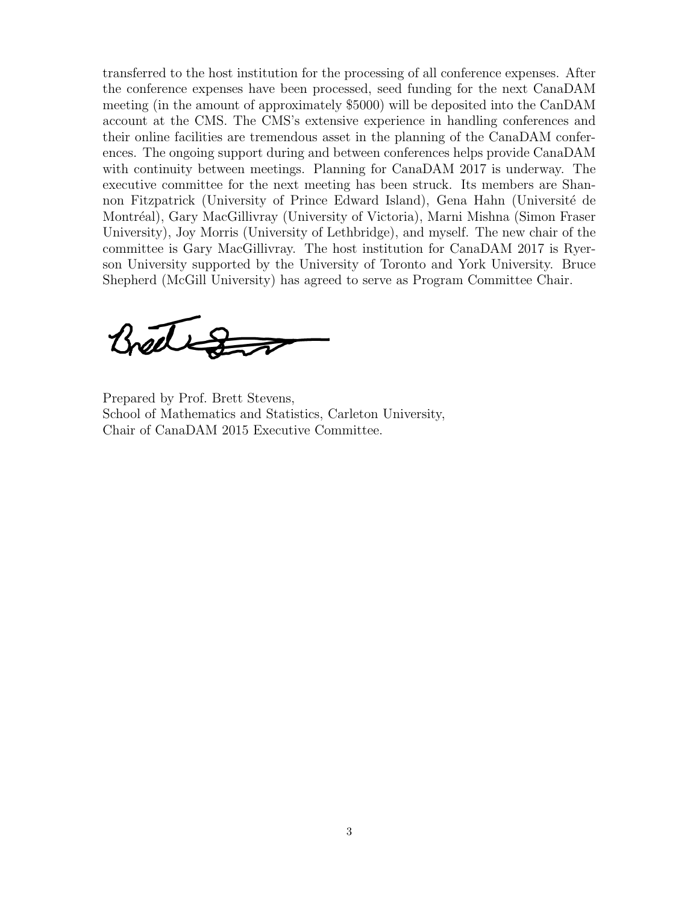transferred to the host institution for the processing of all conference expenses. After the conference expenses have been processed, seed funding for the next CanaDAM meeting (in the amount of approximately $5000) will be deposited into the CanDAM account at the CMS. The CMS's extensive experience in handling conferences and their online facilities are tremendous asset in the planning of the CanaDAM conferences. The ongoing support during and between conferences helps provide CanaDAM with continuity between meetings. Planning for CanaDAM 2017 is underway. The executive committee for the next meeting has been struck. Its members are Shannon Fitzpatrick (University of Prince Edward Island), Gena Hahn (Université de Montréal), Gary MacGillivray (University of Victoria), Marni Mishna (Simon Fraser University), Joy Morris (University of Lethbridge), and myself. The new chair of the committee is Gary MacGillivray. The host institution for CanaDAM 2017 is Ryerson University supported by the University of Toronto and York University. Bruce Shepherd (McGill University) has agreed to serve as Program Committee Chair.

Prepared by Prof. Brett Stevens,
School of Mathematics and Statistics, Carleton University,
Chair of CanaDAM 2015 Executive Committee.